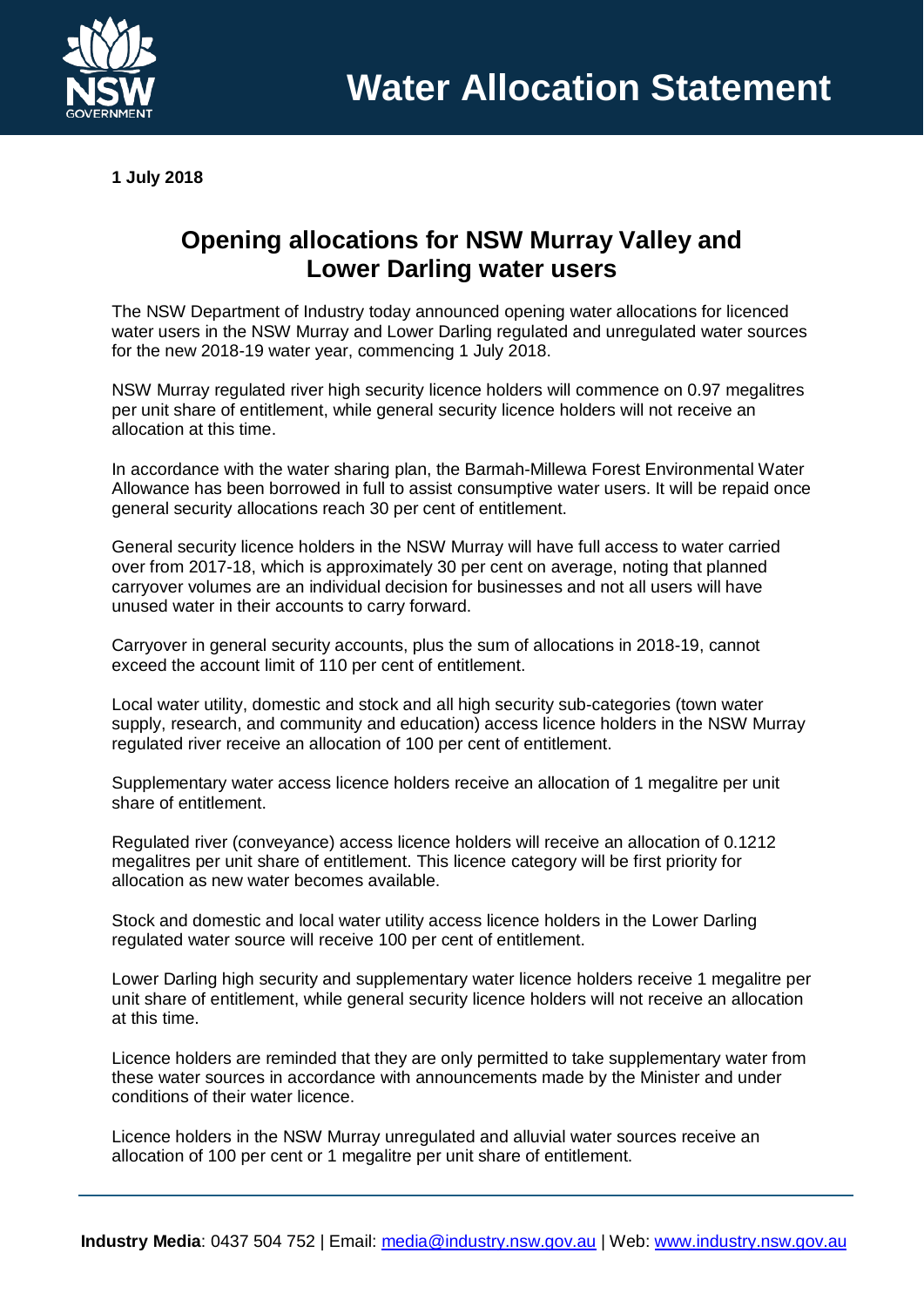# Water Allocation Statement

**1 July 2018**

## Opening allocations for NSW Murray Valley and Lower Darling water users

The NSW Department of Industry today announced opening water allocations for licenced water users in the NSW Murray and Lower Darling regulated and unregulated water sources for the new 2018-19 water year, commencing 1 July 2018.

NSW Murray regulated river high security licence holders will commence on 0.97 megalitres per unit share of entitlement, while general security licence holders will not receive an allocation at this time.

In accordance with the water sharing plan, the Barmah-Millewa Forest Environmental Water Allowance has been borrowed in full to assist consumptive water users. It will be repaid once general security allocations reach 30 per cent of entitlement.

General security licence holders in the NSW Murray will have full access to water carried over from 2017-18, which is approximately 30 per cent on average, noting that planned carryover volumes are an individual decision for businesses and not all users will have unused water in their accounts to carry forward.

Carryover in general security accounts, plus the sum of allocations in 2018-19, cannot exceed the account limit of 110 per cent of entitlement.

Local water utility, domestic and stock and all high security sub-categories (town water supply, research, and community and education) access licence holders in the NSW Murray regulated river receive an allocation of 100 per cent of entitlement.

Supplementary water access licence holders receive an allocation of 1 megalitre per unit share of entitlement.

Regulated river (conveyance) access licence holders will receive an allocation of 0.1212 megalitres per unit share of entitlement. This licence category will be first priority for allocation as new water becomes available.

Stock and domestic and local water utility access licence holders in the Lower Darling regulated water source will receive 100 per cent of entitlement.

Lower Darling high security and supplementary water licence holders receive 1 megalitre per unit share of entitlement, while general security licence holders will not receive an allocation at this time.

Licence holders are reminded that they are only permitted to take supplementary water from these water sources in accordance with announcements made by the Minister and under conditions of their water licence.

Licence holders in the NSW Murray unregulated and alluvial water sources receive an allocation of 100 per cent or 1 megalitre per unit share of entitlement.

**Industry Media**: 0437 504 752 | Email: media@industry.nsw.gov.au | Web: www.industry.nsw.gov.au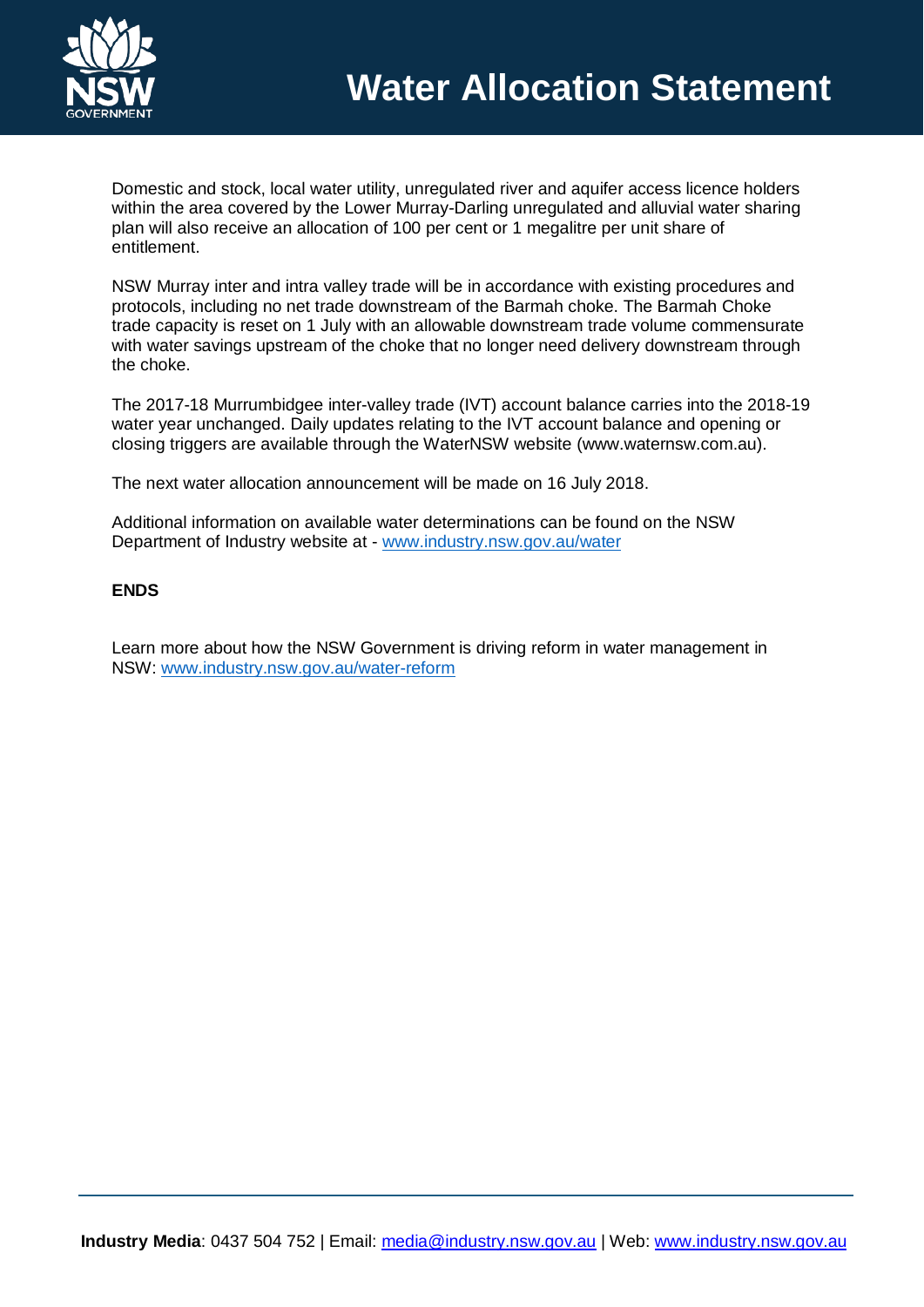# Water Allocation Statement

Domestic and stock, local water utility, unregulated river and aquifer access licence holders within the area covered by the Lower Murray-Darling unregulated and alluvial water sharing plan will also receive an allocation of 100 per cent or 1 megalitre per unit share of entitlement.

NSW Murray inter and intra valley trade will be in accordance with existing procedures and protocols, including no net trade downstream of the Barmah choke. The Barmah Choke trade capacity is reset on 1 July with an allowable downstream trade volume commensurate with water savings upstream of the choke that no longer need delivery downstream through the choke.

The 2017-18 Murrumbidgee inter-valley trade (IVT) account balance carries into the 2018-19 water year unchanged. Daily updates relating to the IVT account balance and opening or closing triggers are available through the WaterNSW website (www.waternsw.com.au).

The next water allocation announcement will be made on 16 July 2018.

Additional information on available water determinations can be found on the NSW Department of Industry website at - www.industry.nsw.gov.au/water

**ENDS**

Learn more about how the NSW Government is driving reform in water management in NSW: www.industry.nsw.gov.au/water-reform

**Industry Media**: 0437 504 752 | Email: media@industry.nsw.gov.au | Web: www.industry.nsw.gov.au